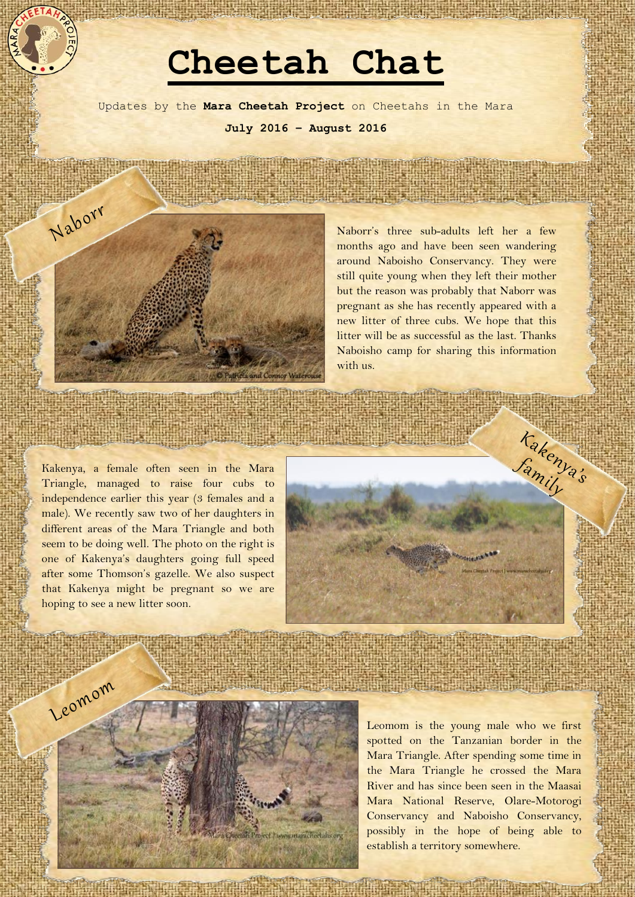# Cheetah Chat

Updates by the **Mara Cheetah Project** on Cheetahs in the Mara

**July 2016 – August 2016**

## Naborr

Naborr's three sub-adults left her a few months ago and have been seen wandering around Naboisho Conservancy. They were still quite young when they left their mother but the reason was probably that Naborr was pregnant as she has recently appeared with a new litter of three cubs. We hope that this litter will be as successful as the last. Thanks Naboisho camp for sharing this information with us.

## Kakenya's family

Kakenya, a female often seen in the Mara Triangle, managed to raise four cubs to independence earlier this year (3 females and a male). We recently saw two of her daughters in different areas of the Mara Triangle and both seem to be doing well. The photo on the right is one of Kakenya's daughters going full speed after some Thomson's gazelle. We also suspect that Kakenya might be pregnant so we are hoping to see a new litter soon.

## Leomom

Leomom is the young male who we first spotted on the Tanzanian border in the Mara Triangle. After spending some time in the Mara Triangle he crossed the Mara River and has since been seen in the Maasai Mara National Reserve, Olare-Motorogi Conservancy and Naboisho Conservancy, possibly in the hope of being able to establish a territory somewhere.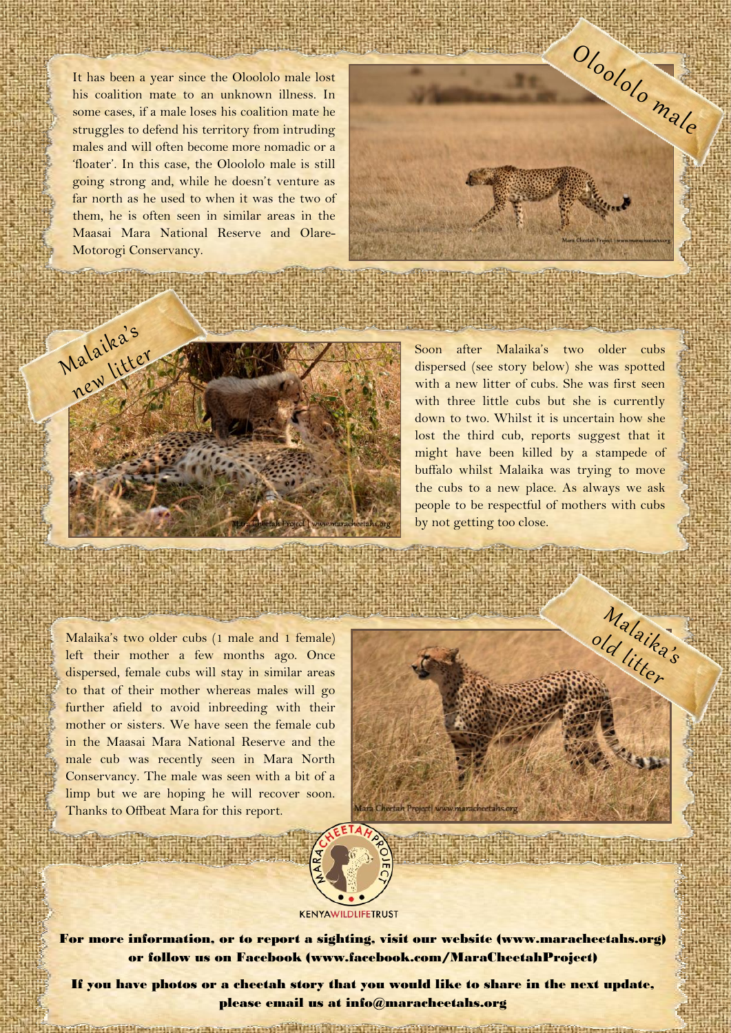## Ololololo male

It has been a year since the Oloololo male lost his coalition mate to an unknown illness. In some cases, if a male loses his coalition mate he struggles to defend his territory from intruding males and will often become more nomadic or a 'floater'. In this case, the Oloololo male is still going strong and, while he doesn't venture as far north as he used to when it was the two of them, he is often seen in similar areas in the Maasai Mara National Reserve and Olare-Motorogi Conservancy.

## Malaika's new litter

Soon after Malaika's two older cubs dispersed (see story below) she was spotted with a new litter of cubs. She was first seen with three little cubs but she is currently down to two. Whilst it is uncertain how she lost the third cub, reports suggest that it might have been killed by a stampede of buffalo whilst Malaika was trying to move the cubs to a new place. As always we ask people to be respectful of mothers with cubs by not getting too close.

## Malaika's old litter

Malaika's two older cubs (1 male and 1 female) left their mother a few months ago. Once dispersed, female cubs will stay in similar areas to that of their mother whereas males will go further afield to avoid inbreeding with their mother or sisters. We have seen the female cub in the Maasai Mara National Reserve and the male cub was recently seen in Mara North Conservancy. The male was seen with a bit of a limp but we are hoping he will recover soon. Thanks to Offbeat Mara for this report.

MARA CHEETAH PROJECT

KENYA WILDLIFE TRUST

**For more information, or to report a sighting, visit our website (www.maracheetahs.org) or follow us on Facebook (www.facebook.com/MaraCheetahProject)**

**If you have photos or a cheetah story that you would like to share in the next update, please email us at info@maracheetahs.org**